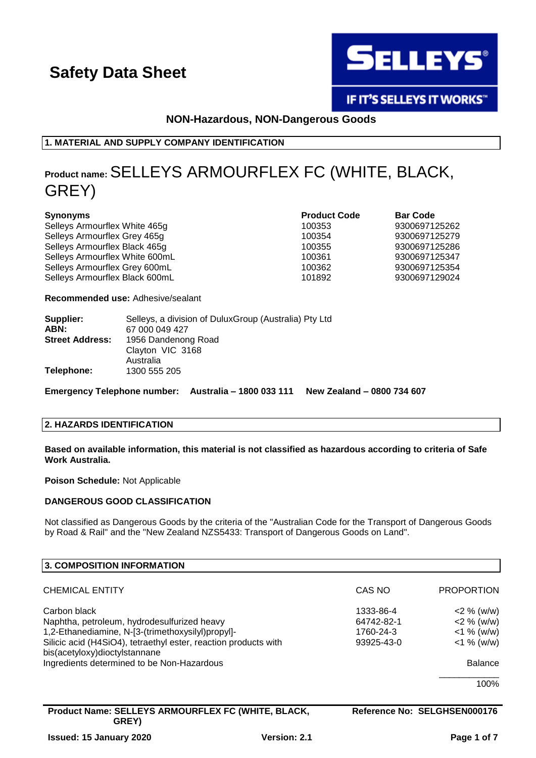# Safety Data Sheet

**SELLEYS®**

**IF IT'S SELLEYS IT WORKS™**

**NON-Hazardous, NON-Dangerous Goods**

## 1. MATERIAL AND SUPPLY COMPANY IDENTIFICATION

**Product name:** SELLEYS ARMOURFLEX FC (WHITE, BLACK, GREY)

| Synonyms | Product Code | Bar Code |
|---|---|---|
| Selleys Armourflex White 465g | 100353 | 9300697125262 |
| Selleys Armourflex Grey 465g | 100354 | 9300697125279 |
| Selleys Armourflex Black 465g | 100355 | 9300697125286 |
| Selleys Armourflex White 600mL | 100361 | 9300697125347 |
| Selleys Armourflex Grey 600mL | 100362 | 9300697125354 |
| Selleys Armourflex Black 600mL | 101892 | 9300697129024 |

**Recommended use:** Adhesive/sealant

**Supplier:** Selleys, a division of DuluxGroup (Australia) Pty Ltd
**ABN:** 67 000 049 427
**Street Address:** 1956 Dandenong Road
Clayton VIC 3168
Australia
**Telephone:** 1300 555 205

**Emergency Telephone number: Australia – 1800 033 111 New Zealand – 0800 734 607**

## 2. HAZARDS IDENTIFICATION

**Based on available information, this material is not classified as hazardous according to criteria of Safe Work Australia.**

**Poison Schedule:** Not Applicable

**DANGEROUS GOOD CLASSIFICATION**

Not classified as Dangerous Goods by the criteria of the "Australian Code for the Transport of Dangerous Goods by Road & Rail" and the "New Zealand NZS5433: Transport of Dangerous Goods on Land".

## 3. COMPOSITION INFORMATION

| CHEMICAL ENTITY | CAS NO | PROPORTION |
|---|---|---|
| Carbon black | 1333-86-4 | <2 % (w/w) |
| Naphtha, petroleum, hydrodesulfurized heavy | 64742-82-1 | <2 % (w/w) |
| 1,2-Ethanediamine, N-[3-(trimethoxysilyl)propyl]- | 1760-24-3 | <1 % (w/w) |
| Silicic acid (H4SiO4), tetraethyl ester, reaction products with bis(acetyloxy)dioctylstannane | 93925-43-0 | <1 % (w/w) |
| Ingredients determined to be Non-Hazardous | | Balance |
| | | 100% |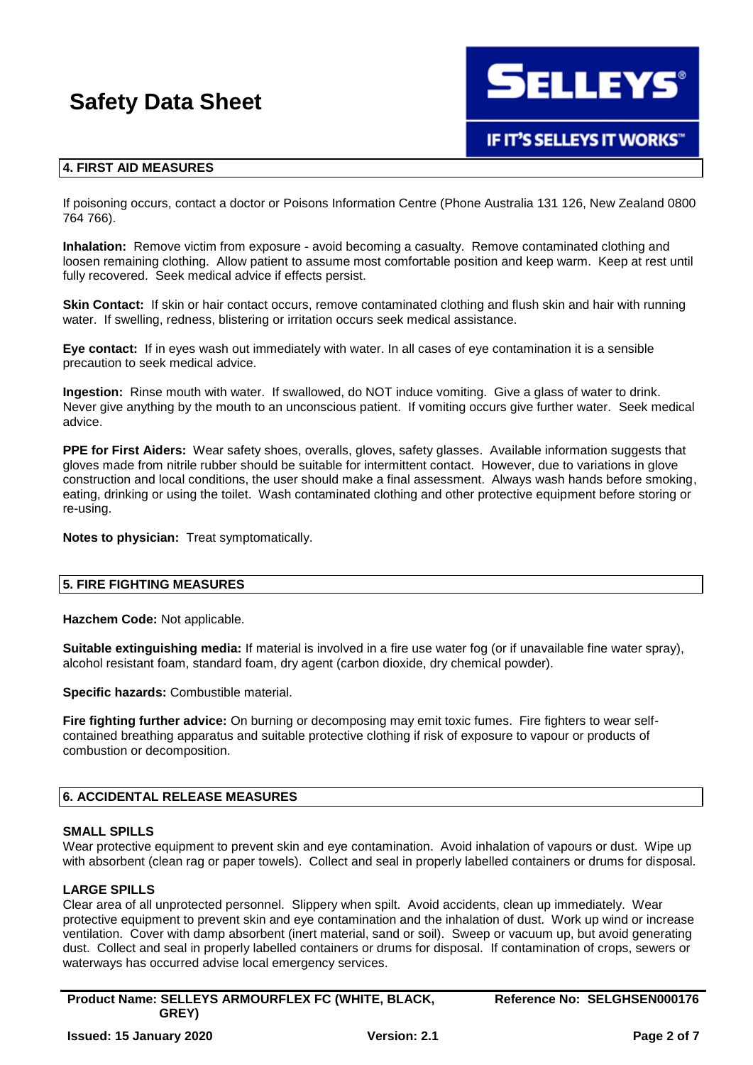## 4. FIRST AID MEASURES

If poisoning occurs, contact a doctor or Poisons Information Centre (Phone Australia 131 126, New Zealand 0800 764 766).

**Inhalation:** Remove victim from exposure - avoid becoming a casualty. Remove contaminated clothing and loosen remaining clothing. Allow patient to assume most comfortable position and keep warm. Keep at rest until fully recovered. Seek medical advice if effects persist.

**Skin Contact:** If skin or hair contact occurs, remove contaminated clothing and flush skin and hair with running water. If swelling, redness, blistering or irritation occurs seek medical assistance.

**Eye contact:** If in eyes wash out immediately with water. In all cases of eye contamination it is a sensible precaution to seek medical advice.

**Ingestion:** Rinse mouth with water. If swallowed, do NOT induce vomiting. Give a glass of water to drink. Never give anything by the mouth to an unconscious patient. If vomiting occurs give further water. Seek medical advice.

**PPE for First Aiders:** Wear safety shoes, overalls, gloves, safety glasses. Available information suggests that gloves made from nitrile rubber should be suitable for intermittent contact. However, due to variations in glove construction and local conditions, the user should make a final assessment. Always wash hands before smoking, eating, drinking or using the toilet. Wash contaminated clothing and other protective equipment before storing or re-using.

**Notes to physician:** Treat symptomatically.

## 5. FIRE FIGHTING MEASURES

**Hazchem Code:** Not applicable.

**Suitable extinguishing media:** If material is involved in a fire use water fog (or if unavailable fine water spray), alcohol resistant foam, standard foam, dry agent (carbon dioxide, dry chemical powder).

**Specific hazards:** Combustible material.

**Fire fighting further advice:** On burning or decomposing may emit toxic fumes. Fire fighters to wear self-contained breathing apparatus and suitable protective clothing if risk of exposure to vapour or products of combustion or decomposition.

## 6. ACCIDENTAL RELEASE MEASURES

### SMALL SPILLS

Wear protective equipment to prevent skin and eye contamination. Avoid inhalation of vapours or dust. Wipe up with absorbent (clean rag or paper towels). Collect and seal in properly labelled containers or drums for disposal.

### LARGE SPILLS

Clear area of all unprotected personnel. Slippery when spilt. Avoid accidents, clean up immediately. Wear protective equipment to prevent skin and eye contamination and the inhalation of dust. Work up wind or increase ventilation. Cover with damp absorbent (inert material, sand or soil). Sweep or vacuum up, but avoid generating dust. Collect and seal in properly labelled containers or drums for disposal. If contamination of crops, sewers or waterways has occurred advise local emergency services.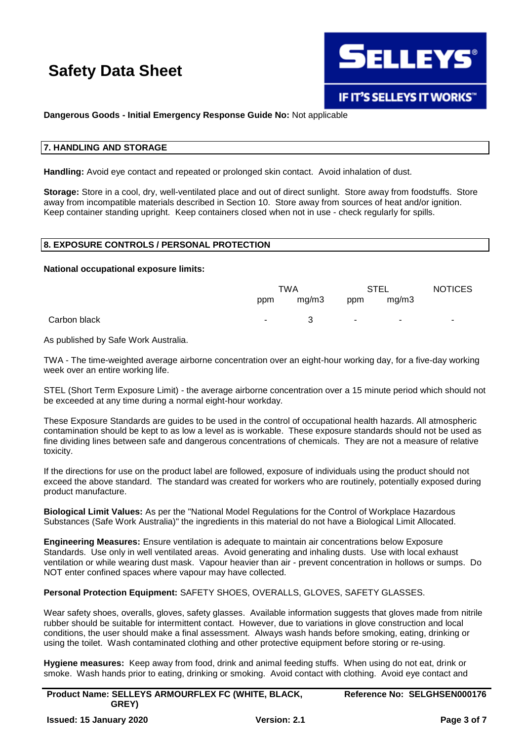**Dangerous Goods - Initial Emergency Response Guide No:** Not applicable

## 7. HANDLING AND STORAGE

**Handling:** Avoid eye contact and repeated or prolonged skin contact. Avoid inhalation of dust.

**Storage:** Store in a cool, dry, well-ventilated place and out of direct sunlight. Store away from foodstuffs. Store away from incompatible materials described in Section 10. Store away from sources of heat and/or ignition. Keep container standing upright. Keep containers closed when not in use - check regularly for spills.

## 8. EXPOSURE CONTROLS / PERSONAL PROTECTION

**National occupational exposure limits:**

| | TWA | | STEL | | NOTICES |
|---|---|---|---|---|---|
| | ppm | mg/m3 | ppm | mg/m3 | |
| Carbon black | - | 3 | - | - | - |

As published by Safe Work Australia.

TWA - The time-weighted average airborne concentration over an eight-hour working day, for a five-day working week over an entire working life.

STEL (Short Term Exposure Limit) - the average airborne concentration over a 15 minute period which should not be exceeded at any time during a normal eight-hour workday.

These Exposure Standards are guides to be used in the control of occupational health hazards. All atmospheric contamination should be kept to as low a level as is workable. These exposure standards should not be used as fine dividing lines between safe and dangerous concentrations of chemicals. They are not a measure of relative toxicity.

If the directions for use on the product label are followed, exposure of individuals using the product should not exceed the above standard. The standard was created for workers who are routinely, potentially exposed during product manufacture.

**Biological Limit Values:** As per the "National Model Regulations for the Control of Workplace Hazardous Substances (Safe Work Australia)" the ingredients in this material do not have a Biological Limit Allocated.

**Engineering Measures:** Ensure ventilation is adequate to maintain air concentrations below Exposure Standards. Use only in well ventilated areas. Avoid generating and inhaling dusts. Use with local exhaust ventilation or while wearing dust mask. Vapour heavier than air - prevent concentration in hollows or sumps. Do NOT enter confined spaces where vapour may have collected.

**Personal Protection Equipment:** SAFETY SHOES, OVERALLS, GLOVES, SAFETY GLASSES.

Wear safety shoes, overalls, gloves, safety glasses. Available information suggests that gloves made from nitrile rubber should be suitable for intermittent contact. However, due to variations in glove construction and local conditions, the user should make a final assessment. Always wash hands before smoking, eating, drinking or using the toilet. Wash contaminated clothing and other protective equipment before storing or re-using.

**Hygiene measures:** Keep away from food, drink and animal feeding stuffs. When using do not eat, drink or smoke. Wash hands prior to eating, drinking or smoking. Avoid contact with clothing. Avoid eye contact and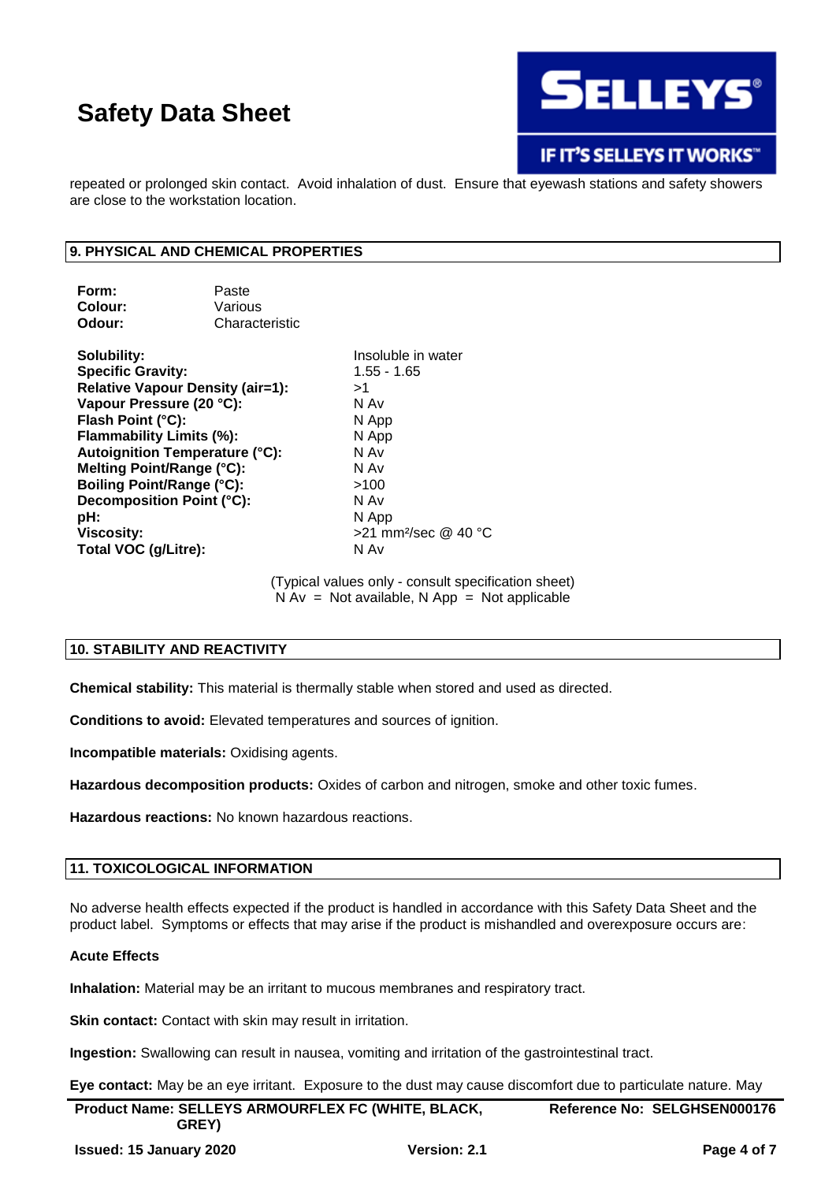repeated or prolonged skin contact. Avoid inhalation of dust. Ensure that eyewash stations and safety showers are close to the workstation location.

## 9. PHYSICAL AND CHEMICAL PROPERTIES

| | |
|---|---|
| **Form:** | Paste |
| **Colour:** | Various |
| **Odour:** | Characteristic |

| | |
|---|---|
| **Solubility:** | Insoluble in water |
| **Specific Gravity:** | 1.55 - 1.65 |
| **Relative Vapour Density (air=1):** | >1 |
| **Vapour Pressure (20 °C):** | N Av |
| **Flash Point (°C):** | N App |
| **Flammability Limits (%):** | N App |
| **Autoignition Temperature (°C):** | N Av |
| **Melting Point/Range (°C):** | N Av |
| **Boiling Point/Range (°C):** | >100 |
| **Decomposition Point (°C):** | N Av |
| **pH:** | N App |
| **Viscosity:** | >21 $mm^2$/sec @ 40 °C |
| **Total VOC (g/Litre):** | N Av |

(Typical values only - consult specification sheet)
N Av = Not available, N App = Not applicable

## 10. STABILITY AND REACTIVITY

**Chemical stability:** This material is thermally stable when stored and used as directed.

**Conditions to avoid:** Elevated temperatures and sources of ignition.

**Incompatible materials:** Oxidising agents.

**Hazardous decomposition products:** Oxides of carbon and nitrogen, smoke and other toxic fumes.

**Hazardous reactions:** No known hazardous reactions.

## 11. TOXICOLOGICAL INFORMATION

No adverse health effects expected if the product is handled in accordance with this Safety Data Sheet and the product label. Symptoms or effects that may arise if the product is mishandled and overexposure occurs are:

**Acute Effects**

**Inhalation:** Material may be an irritant to mucous membranes and respiratory tract.

**Skin contact:** Contact with skin may result in irritation.

**Ingestion:** Swallowing can result in nausea, vomiting and irritation of the gastrointestinal tract.

**Eye contact:** May be an eye irritant. Exposure to the dust may cause discomfort due to particulate nature. May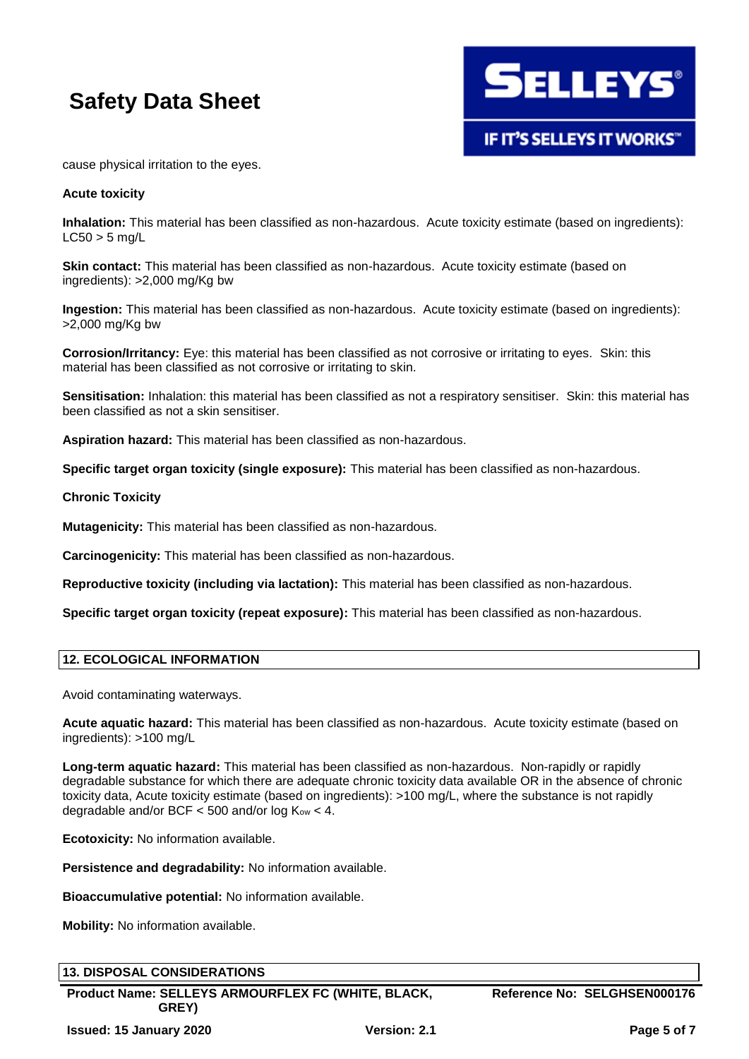cause physical irritation to the eyes.

**Acute toxicity**

**Inhalation:** This material has been classified as non-hazardous. Acute toxicity estimate (based on ingredients): LC50 > 5 mg/L

**Skin contact:** This material has been classified as non-hazardous. Acute toxicity estimate (based on ingredients): >2,000 mg/Kg bw

**Ingestion:** This material has been classified as non-hazardous. Acute toxicity estimate (based on ingredients): >2,000 mg/Kg bw

**Corrosion/Irritancy:** Eye: this material has been classified as not corrosive or irritating to eyes. Skin: this material has been classified as not corrosive or irritating to skin.

**Sensitisation:** Inhalation: this material has been classified as not a respiratory sensitiser. Skin: this material has been classified as not a skin sensitiser.

**Aspiration hazard:** This material has been classified as non-hazardous.

**Specific target organ toxicity (single exposure):** This material has been classified as non-hazardous.

**Chronic Toxicity**

**Mutagenicity:** This material has been classified as non-hazardous.

**Carcinogenicity:** This material has been classified as non-hazardous.

**Reproductive toxicity (including via lactation):** This material has been classified as non-hazardous.

**Specific target organ toxicity (repeat exposure):** This material has been classified as non-hazardous.

## 12. ECOLOGICAL INFORMATION

Avoid contaminating waterways.

**Acute aquatic hazard:** This material has been classified as non-hazardous. Acute toxicity estimate (based on ingredients): >100 mg/L

**Long-term aquatic hazard:** This material has been classified as non-hazardous. Non-rapidly or rapidly degradable substance for which there are adequate chronic toxicity data available OR in the absence of chronic toxicity data, Acute toxicity estimate (based on ingredients): >100 mg/L, where the substance is not rapidly degradable and/or BCF < 500 and/or log $K_{ow}$ < 4.

**Ecotoxicity:** No information available.

**Persistence and degradability:** No information available.

**Bioaccumulative potential:** No information available.

**Mobility:** No information available.

## 13. DISPOSAL CONSIDERATIONS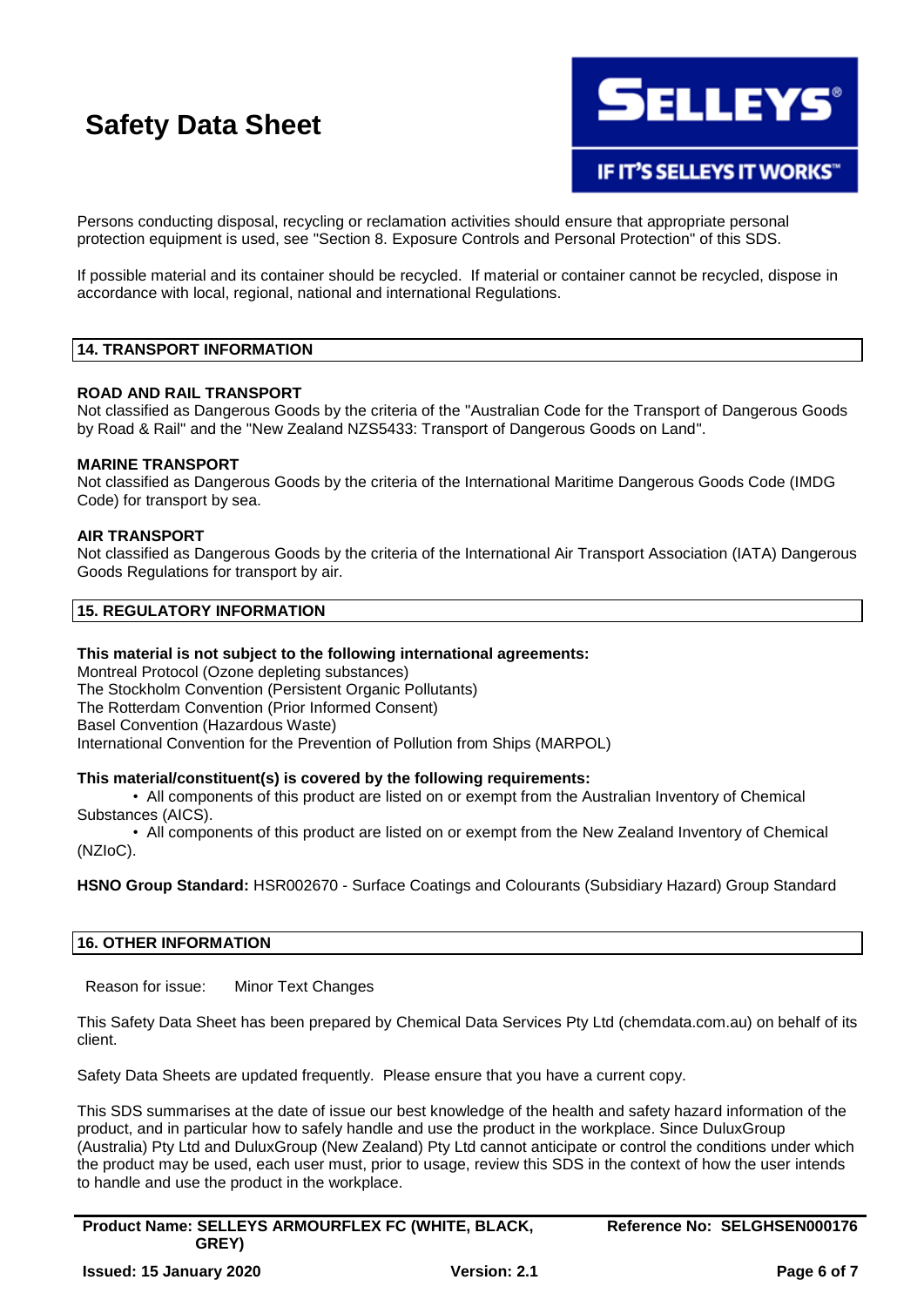Persons conducting disposal, recycling or reclamation activities should ensure that appropriate personal protection equipment is used, see "Section 8. Exposure Controls and Personal Protection" of this SDS.

If possible material and its container should be recycled. If material or container cannot be recycled, dispose in accordance with local, regional, national and international Regulations.

## 14. TRANSPORT INFORMATION

**ROAD AND RAIL TRANSPORT**
Not classified as Dangerous Goods by the criteria of the "Australian Code for the Transport of Dangerous Goods by Road & Rail" and the "New Zealand NZS5433: Transport of Dangerous Goods on Land".

**MARINE TRANSPORT**
Not classified as Dangerous Goods by the criteria of the International Maritime Dangerous Goods Code (IMDG Code) for transport by sea.

**AIR TRANSPORT**
Not classified as Dangerous Goods by the criteria of the International Air Transport Association (IATA) Dangerous Goods Regulations for transport by air.

## 15. REGULATORY INFORMATION

**This material is not subject to the following international agreements:**
Montreal Protocol (Ozone depleting substances)
The Stockholm Convention (Persistent Organic Pollutants)
The Rotterdam Convention (Prior Informed Consent)
Basel Convention (Hazardous Waste)
International Convention for the Prevention of Pollution from Ships (MARPOL)

**This material/constituent(s) is covered by the following requirements:**

- All components of this product are listed on or exempt from the Australian Inventory of Chemical Substances (AICS).
- All components of this product are listed on or exempt from the New Zealand Inventory of Chemical (NZIoC).

**HSNO Group Standard:** HSR002670 - Surface Coatings and Colourants (Subsidiary Hazard) Group Standard

## 16. OTHER INFORMATION

Reason for issue: Minor Text Changes

This Safety Data Sheet has been prepared by Chemical Data Services Pty Ltd (chemdata.com.au) on behalf of its client.

Safety Data Sheets are updated frequently. Please ensure that you have a current copy.

This SDS summarises at the date of issue our best knowledge of the health and safety hazard information of the product, and in particular how to safely handle and use the product in the workplace. Since DuluxGroup (Australia) Pty Ltd and DuluxGroup (New Zealand) Pty Ltd cannot anticipate or control the conditions under which the product may be used, each user must, prior to usage, review this SDS in the context of how the user intends to handle and use the product in the workplace.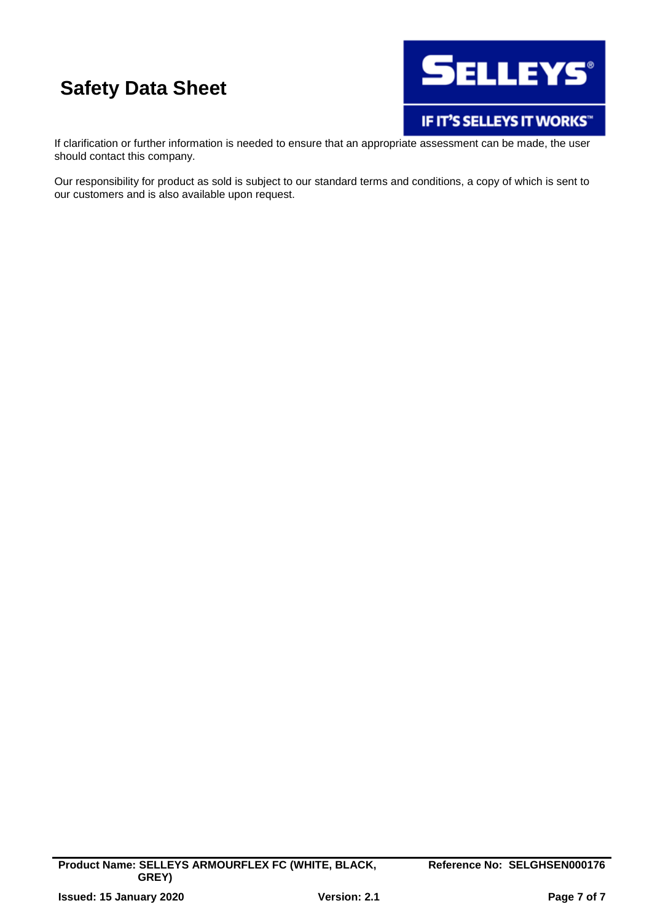If clarification or further information is needed to ensure that an appropriate assessment can be made, the user should contact this company.

Our responsibility for product as sold is subject to our standard terms and conditions, a copy of which is sent to our customers and is also available upon request.